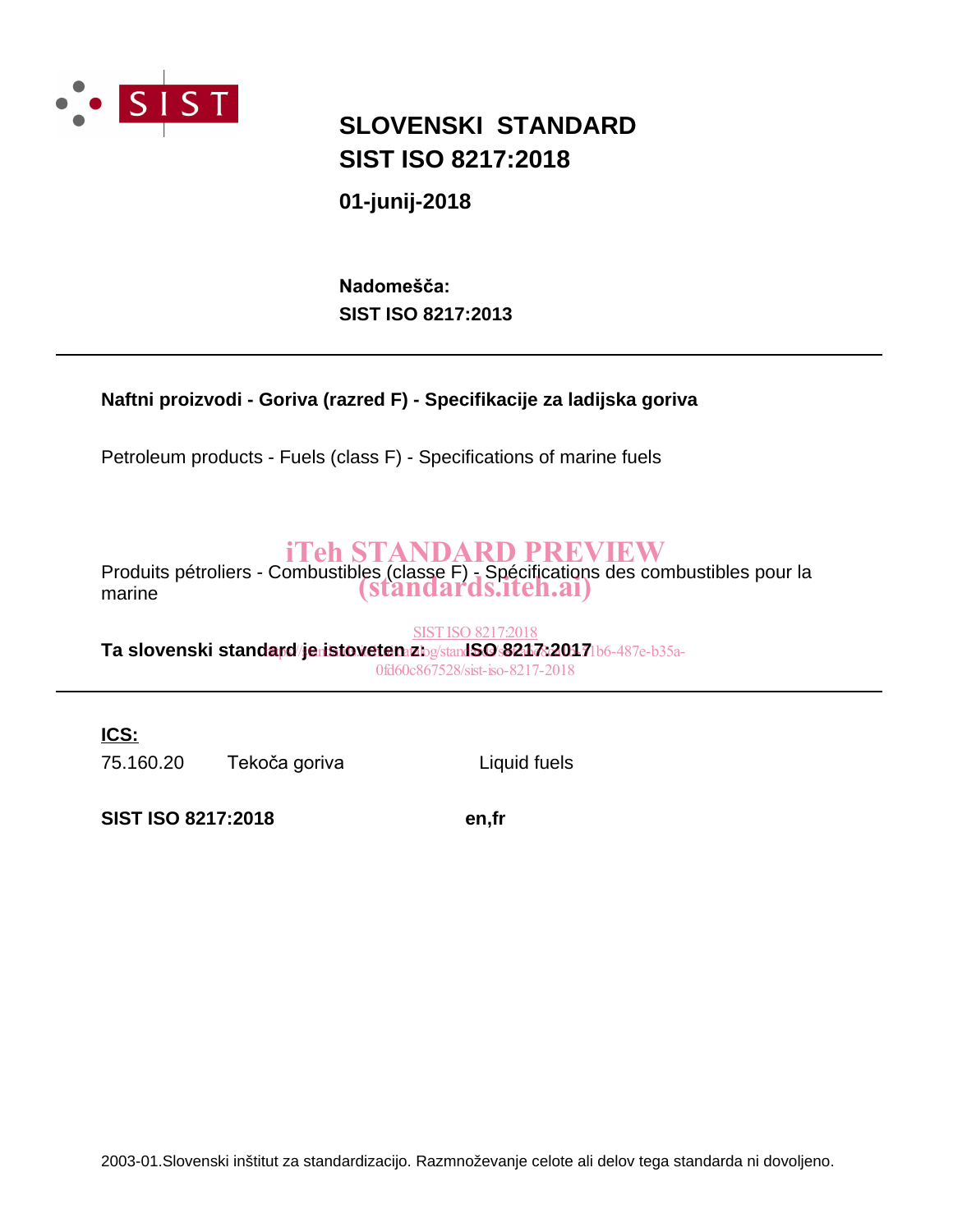# SLOVENSKI STANDARD
# SIST ISO 8217:2018

**01-junij-2018**

**Nadomešča:**
**SIST ISO 8217:2013**

---

**Naftni proizvodi - Goriva (razred F) - Specifikacije za ladijska goriva**

Petroleum products - Fuels (class F) - Specifications of marine fuels

Produits pétroliers - Combustibles (classe F) - Spécifications des combustibles pour la marine

**Ta slovenski standard je istoveten z: ISO 8217:2017**

---

**ICS:**

| | | |
|---|---|---|
| 75.160.20 | Tekoča goriva | Liquid fuels |

**SIST ISO 8217:2018** **en,fr**

2003-01.Slovenski inštitut za standardizacijo. Razmnoževanje celote ali delov tega standarda ni dovoljeno.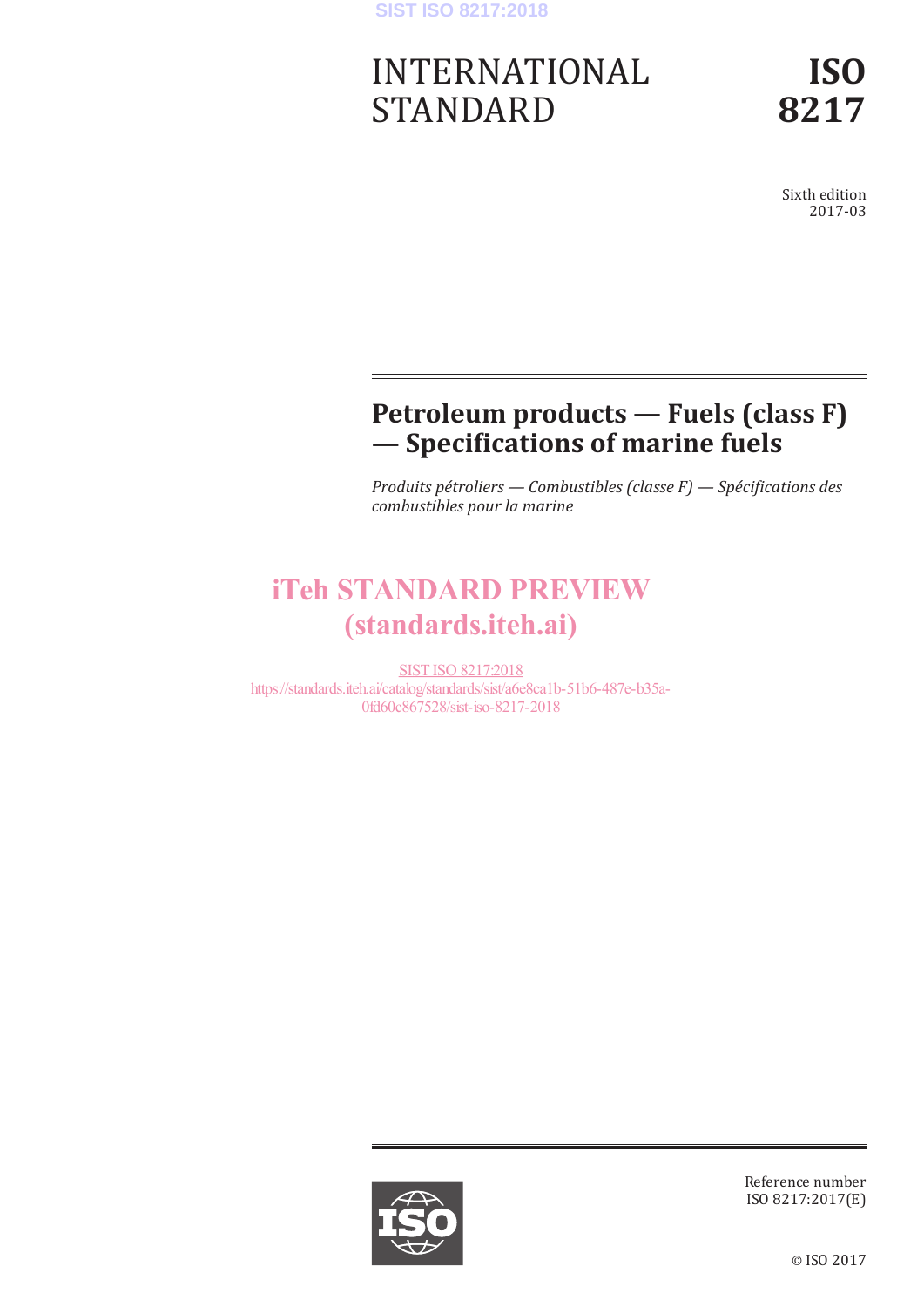# INTERNATIONAL STANDARD

# ISO 8217

Sixth edition
2017-03

## Petroleum products — Fuels (class F) — Specifications of marine fuels

*Produits pétroliers — Combustibles (classe F) — Spécifications des combustibles pour la marine*

iTeh STANDARD PREVIEW
(standards.iteh.ai)

SIST ISO 8217:2018
https://standards.iteh.ai/catalog/standards/sist/a6e8ca1b-51b6-487e-b35a-0fd60c867528/sist-iso-8217-2018

Reference number
ISO 8217:2017(E)

© ISO 2017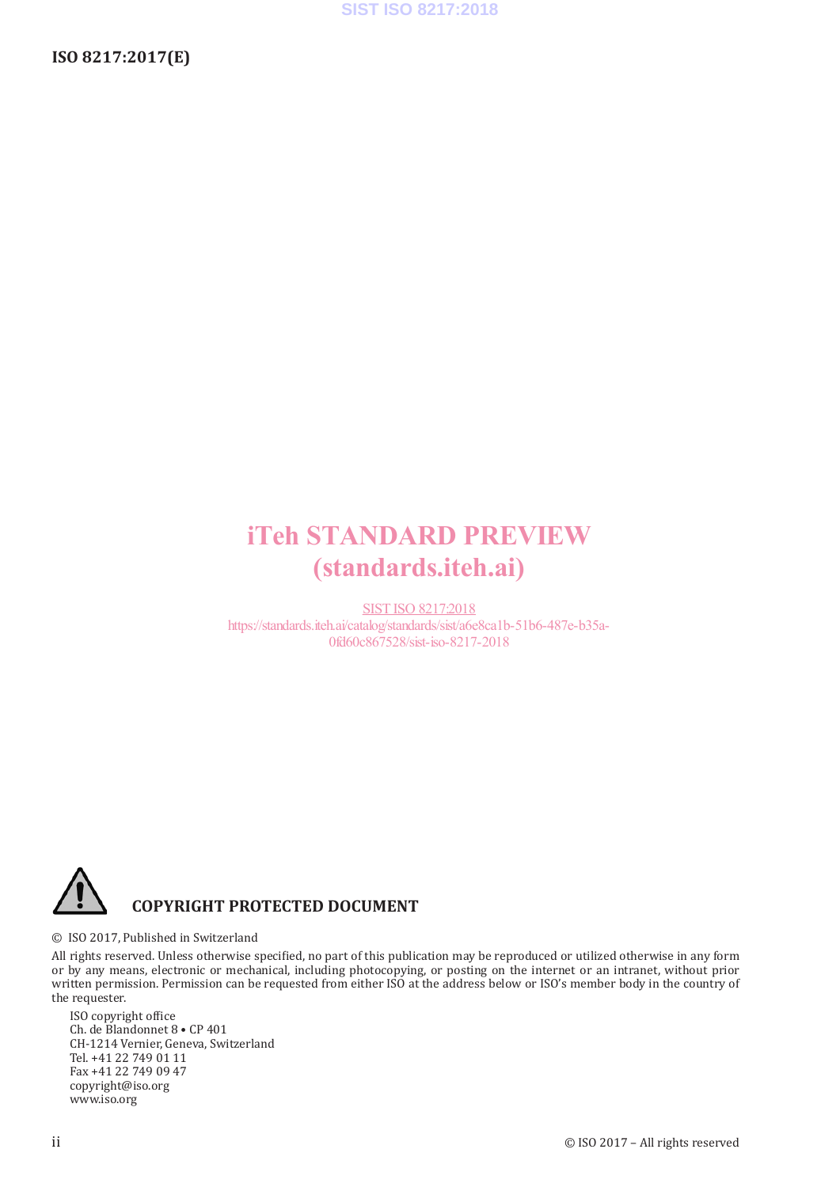iTeh STANDARD PREVIEW
(standards.iteh.ai)

SIST ISO 8217:2018
https://standards.iteh.ai/catalog/standards/sist/a6e8ca1b-51b6-487e-b35a-0fd60c867528/sist-iso-8217-2018

**COPYRIGHT PROTECTED DOCUMENT**

© ISO 2017, Published in Switzerland

All rights reserved. Unless otherwise specified, no part of this publication may be reproduced or utilized otherwise in any form or by any means, electronic or mechanical, including photocopying, or posting on the internet or an intranet, without prior written permission. Permission can be requested from either ISO at the address below or ISO's member body in the country of the requester.

ISO copyright office
Ch. de Blandonnet 8 • CP 401
CH-1214 Vernier, Geneva, Switzerland
Tel. +41 22 749 01 11
Fax +41 22 749 09 47
copyright@iso.org
www.iso.org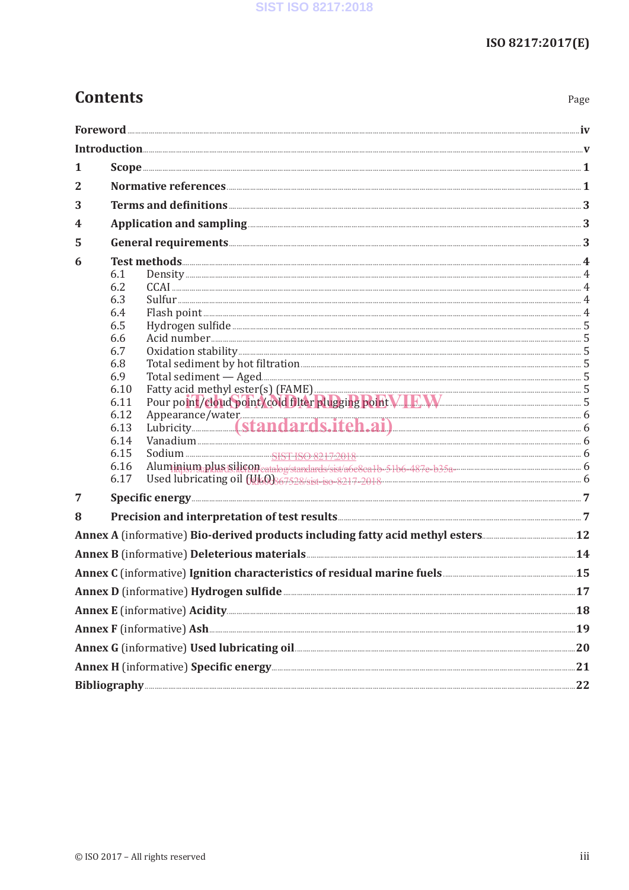# Contents

| | Page |
|---|---|
| **Foreword** | **iv** |
| **Introduction** | **v** |
| **1 Scope** | **1** |
| **2 Normative references** | **1** |
| **3 Terms and definitions** | **3** |
| **4 Application and sampling** | **3** |
| **5 General requirements** | **3** |
| **6 Test methods** | **4** |
| 6.1 Density | 4 |
| 6.2 CCAI | 4 |
| 6.3 Sulfur | 4 |
| 6.4 Flash point | 4 |
| 6.5 Hydrogen sulfide | 5 |
| 6.6 Acid number | 5 |
| 6.7 Oxidation stability | 5 |
| 6.8 Total sediment by hot filtration | 5 |
| 6.9 Total sediment — Aged | 5 |
| 6.10 Fatty acid methyl ester(s) (FAME) | 5 |
| 6.11 Pour point/cloud point/cold filter plugging point | 5 |
| 6.12 Appearance/water | 6 |
| 6.13 Lubricity | 6 |
| 6.14 Vanadium | 6 |
| 6.15 Sodium | 6 |
| 6.16 Aluminium plus silicon | 6 |
| 6.17 Used lubricating oil (ULO) | 6 |
| **7 Specific energy** | **7** |
| **8 Precision and interpretation of test results** | **7** |
| **Annex A** (informative) **Bio-derived products including fatty acid methyl esters** | **12** |
| **Annex B** (informative) **Deleterious materials** | **14** |
| **Annex C** (informative) **Ignition characteristics of residual marine fuels** | **15** |
| **Annex D** (informative) **Hydrogen sulfide** | **17** |
| **Annex E** (informative) **Acidity** | **18** |
| **Annex F** (informative) **Ash** | **19** |
| **Annex G** (informative) **Used lubricating oil** | **20** |
| **Annex H** (informative) **Specific energy** | **21** |
| **Bibliography** | **22** |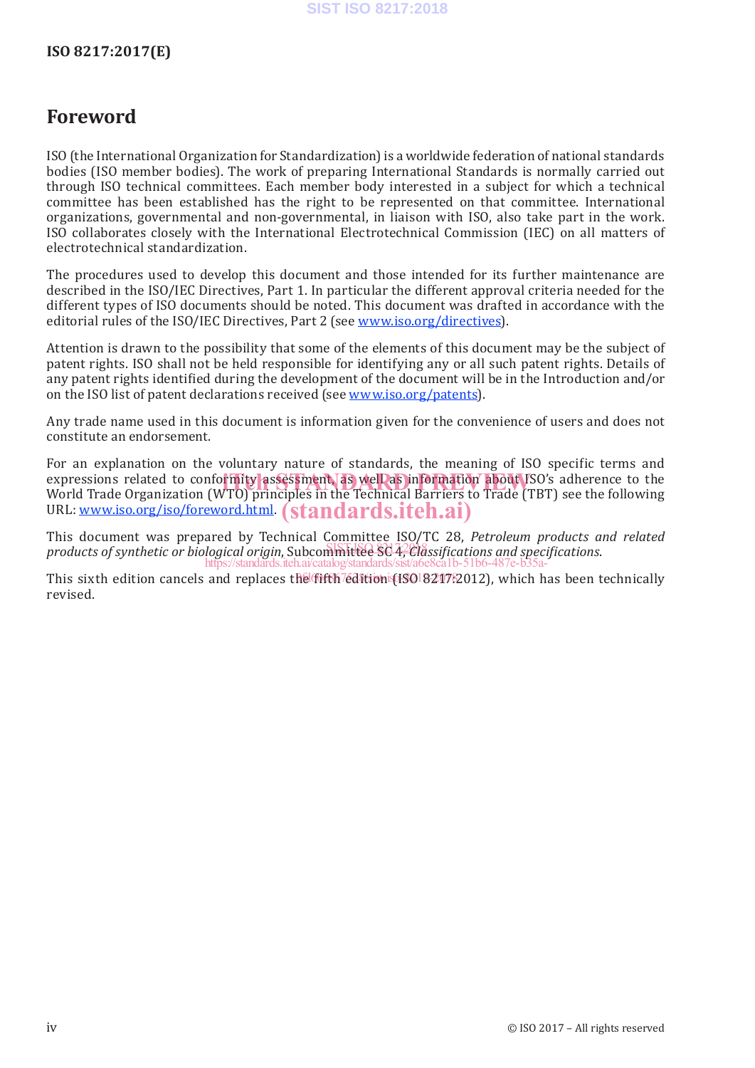# Foreword

ISO (the International Organization for Standardization) is a worldwide federation of national standards bodies (ISO member bodies). The work of preparing International Standards is normally carried out through ISO technical committees. Each member body interested in a subject for which a technical committee has been established has the right to be represented on that committee. International organizations, governmental and non-governmental, in liaison with ISO, also take part in the work. ISO collaborates closely with the International Electrotechnical Commission (IEC) on all matters of electrotechnical standardization.

The procedures used to develop this document and those intended for its further maintenance are described in the ISO/IEC Directives, Part 1. In particular the different approval criteria needed for the different types of ISO documents should be noted. This document was drafted in accordance with the editorial rules of the ISO/IEC Directives, Part 2 (see www.iso.org/directives).

Attention is drawn to the possibility that some of the elements of this document may be the subject of patent rights. ISO shall not be held responsible for identifying any or all such patent rights. Details of any patent rights identified during the development of the document will be in the Introduction and/or on the ISO list of patent declarations received (see www.iso.org/patents).

Any trade name used in this document is information given for the convenience of users and does not constitute an endorsement.

For an explanation on the voluntary nature of standards, the meaning of ISO specific terms and expressions related to conformity assessment, as well as information about ISO's adherence to the World Trade Organization (WTO) principles in the Technical Barriers to Trade (TBT) see the following URL: www.iso.org/iso/foreword.html.

This document was prepared by Technical Committee ISO/TC 28, *Petroleum products and related products of synthetic or biological origin*, Subcommittee SC 4, *Classifications and specifications*.

This sixth edition cancels and replaces the fifth edition (ISO 8217:2012), which has been technically revised.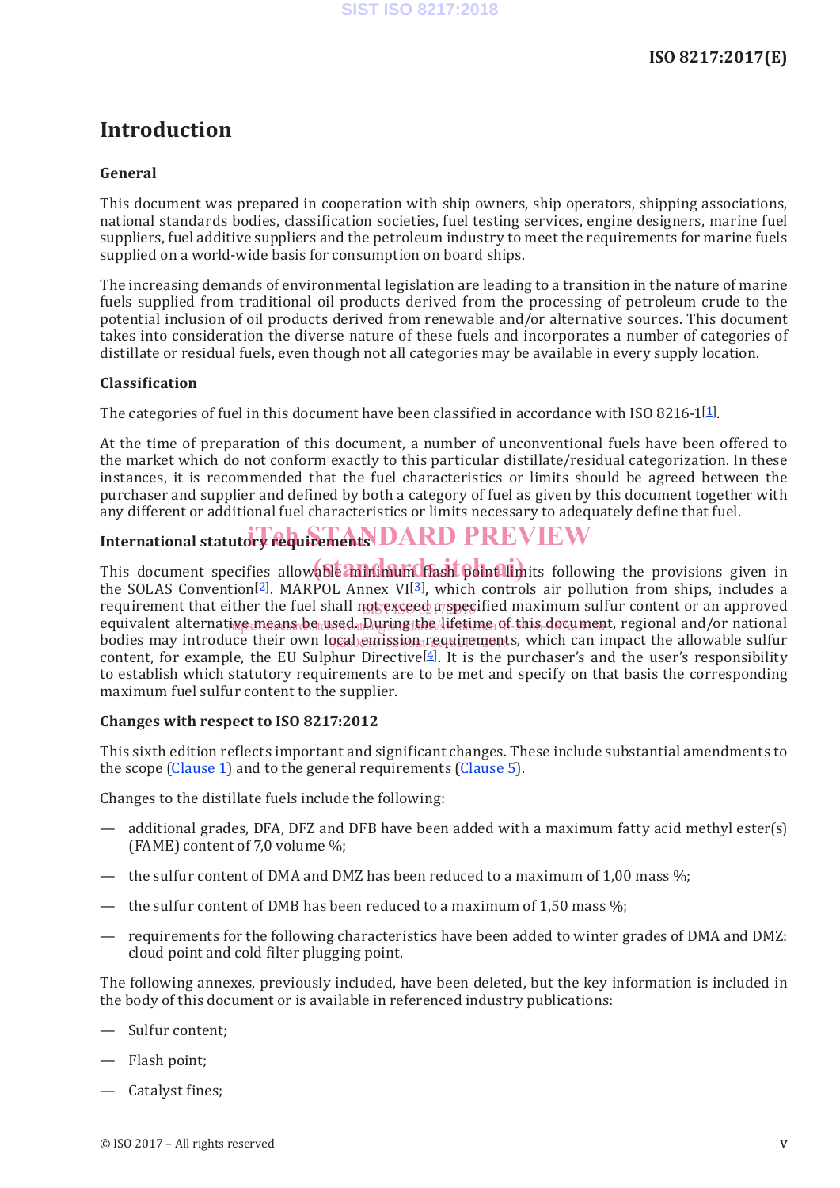# Introduction

## General

This document was prepared in cooperation with ship owners, ship operators, shipping associations, national standards bodies, classification societies, fuel testing services, engine designers, marine fuel suppliers, fuel additive suppliers and the petroleum industry to meet the requirements for marine fuels supplied on a world-wide basis for consumption on board ships.

The increasing demands of environmental legislation are leading to a transition in the nature of marine fuels supplied from traditional oil products derived from the processing of petroleum crude to the potential inclusion of oil products derived from renewable and/or alternative sources. This document takes into consideration the diverse nature of these fuels and incorporates a number of categories of distillate or residual fuels, even though not all categories may be available in every supply location.

## Classification

The categories of fuel in this document have been classified in accordance with ISO 8216-1[1].

At the time of preparation of this document, a number of unconventional fuels have been offered to the market which do not conform exactly to this particular distillate/residual categorization. In these instances, it is recommended that the fuel characteristics or limits should be agreed between the purchaser and supplier and defined by both a category of fuel as given by this document together with any different or additional fuel characteristics or limits necessary to adequately define that fuel.

## International statutory requirements

This document specifies allowable minimum flash point limits following the provisions given in the SOLAS Convention[2]. MARPOL Annex VI[3], which controls air pollution from ships, includes a requirement that either the fuel shall not exceed a specified maximum sulfur content or an approved equivalent alternative means be used. During the lifetime of this document, regional and/or national bodies may introduce their own local emission requirements, which can impact the allowable sulfur content, for example, the EU Sulphur Directive[4]. It is the purchaser's and the user's responsibility to establish which statutory requirements are to be met and specify on that basis the corresponding maximum fuel sulfur content to the supplier.

## Changes with respect to ISO 8217:2012

This sixth edition reflects important and significant changes. These include substantial amendments to the scope (Clause 1) and to the general requirements (Clause 5).

Changes to the distillate fuels include the following:

- additional grades, DFA, DFZ and DFB have been added with a maximum fatty acid methyl ester(s) (FAME) content of 7,0 volume %;
- the sulfur content of DMA and DMZ has been reduced to a maximum of 1,00 mass %;
- the sulfur content of DMB has been reduced to a maximum of 1,50 mass %;
- requirements for the following characteristics have been added to winter grades of DMA and DMZ: cloud point and cold filter plugging point.

The following annexes, previously included, have been deleted, but the key information is included in the body of this document or is available in referenced industry publications:

- Sulfur content;
- Flash point;
- Catalyst fines;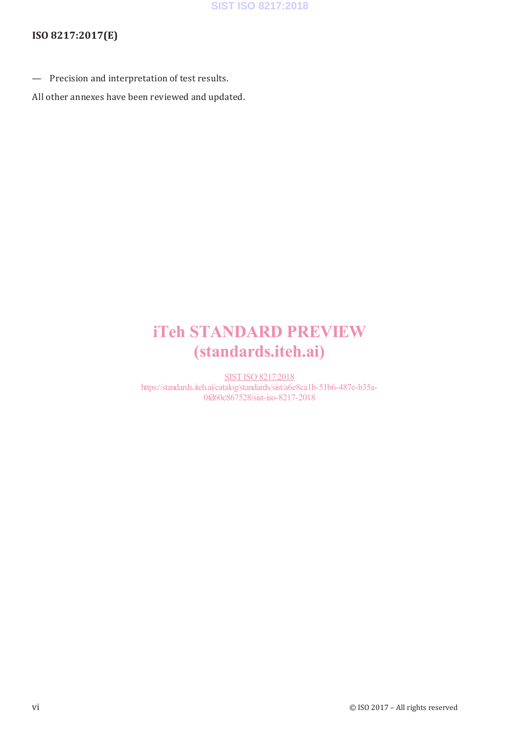— Precision and interpretation of test results.

All other annexes have been reviewed and updated.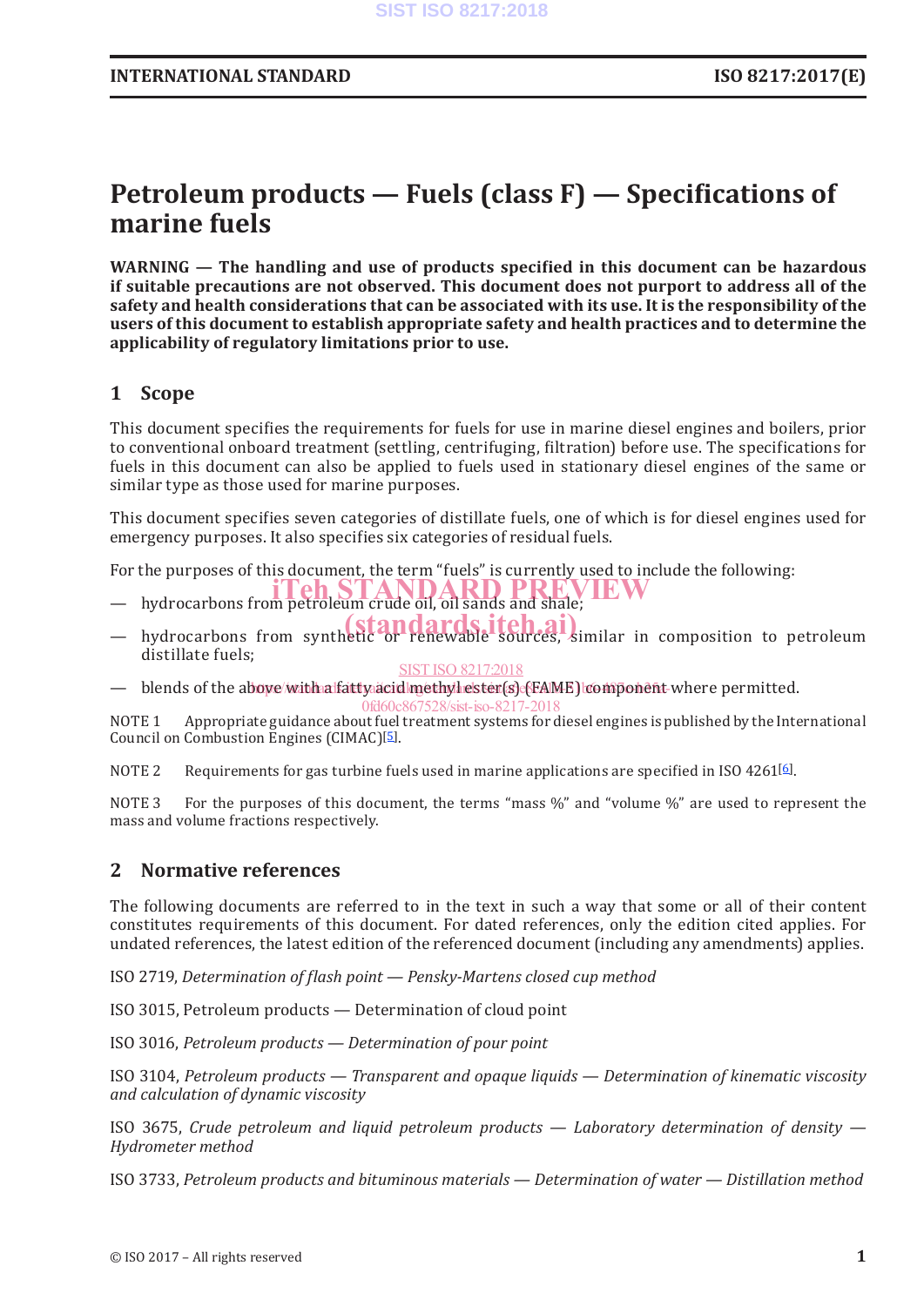# Petroleum products — Fuels (class F) — Specifications of marine fuels

**WARNING — The handling and use of products specified in this document can be hazardous if suitable precautions are not observed. This document does not purport to address all of the safety and health considerations that can be associated with its use. It is the responsibility of the users of this document to establish appropriate safety and health practices and to determine the applicability of regulatory limitations prior to use.**

## 1 Scope

This document specifies the requirements for fuels for use in marine diesel engines and boilers, prior to conventional onboard treatment (settling, centrifuging, filtration) before use. The specifications for fuels in this document can also be applied to fuels used in stationary diesel engines of the same or similar type as those used for marine purposes.

This document specifies seven categories of distillate fuels, one of which is for diesel engines used for emergency purposes. It also specifies six categories of residual fuels.

For the purposes of this document, the term "fuels" is currently used to include the following:

— hydrocarbons from petroleum crude oil, oil sands and shale;

— hydrocarbons from synthetic or renewable sources, similar in composition to petroleum distillate fuels;

— blends of the above with a fatty acid methyl ester(s) (FAME) component where permitted.

NOTE 1 Appropriate guidance about fuel treatment systems for diesel engines is published by the International Council on Combustion Engines (CIMAC)[5].

NOTE 2 Requirements for gas turbine fuels used in marine applications are specified in ISO 4261[6].

NOTE 3 For the purposes of this document, the terms "mass %" and "volume %" are used to represent the mass and volume fractions respectively.

## 2 Normative references

The following documents are referred to in the text in such a way that some or all of their content constitutes requirements of this document. For dated references, only the edition cited applies. For undated references, the latest edition of the referenced document (including any amendments) applies.

ISO 2719, *Determination of flash point — Pensky-Martens closed cup method*

ISO 3015, Petroleum products — Determination of cloud point

ISO 3016, *Petroleum products — Determination of pour point*

ISO 3104, *Petroleum products — Transparent and opaque liquids — Determination of kinematic viscosity and calculation of dynamic viscosity*

ISO 3675, *Crude petroleum and liquid petroleum products — Laboratory determination of density — Hydrometer method*

ISO 3733, *Petroleum products and bituminous materials — Determination of water — Distillation method*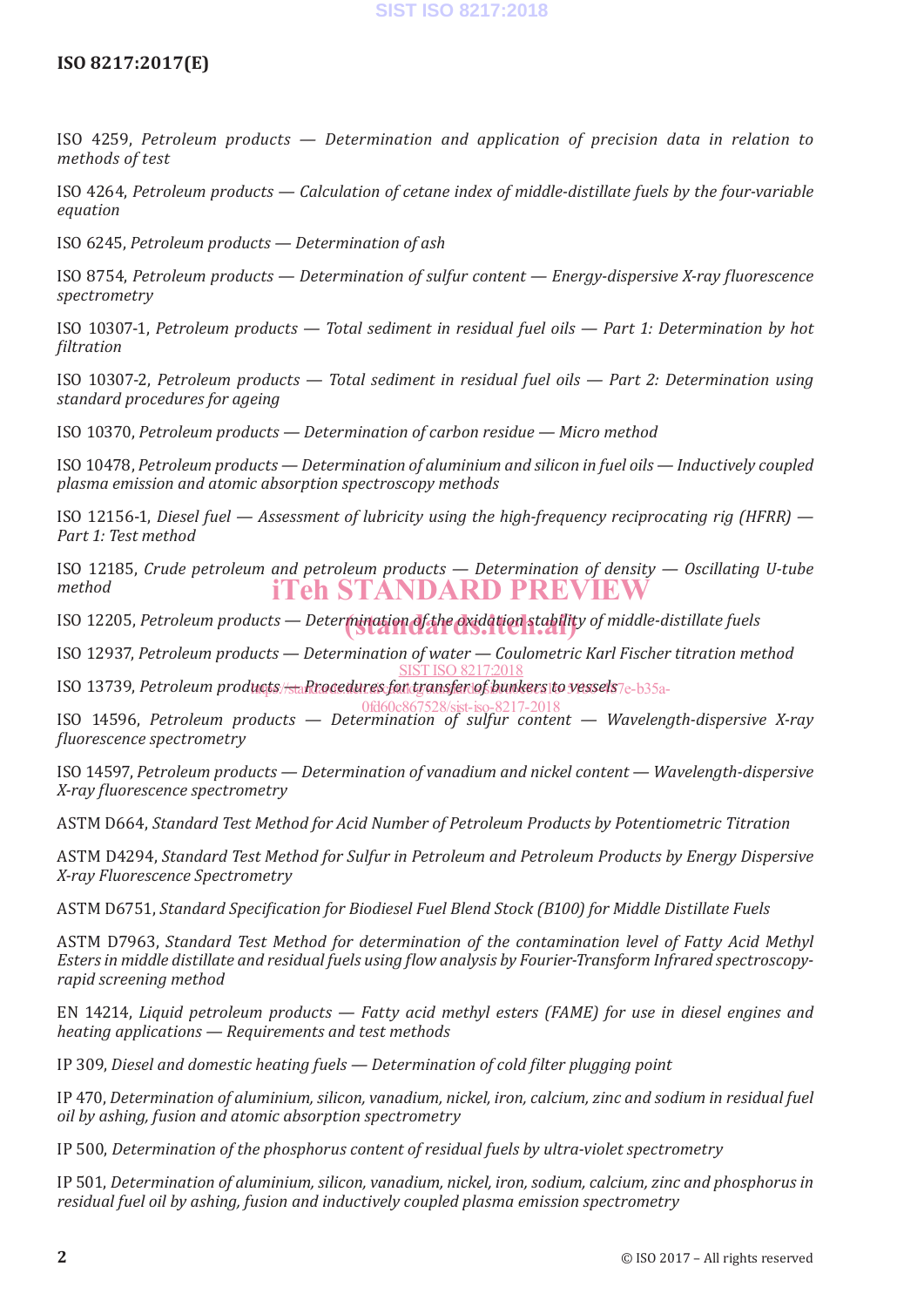ISO 4259, *Petroleum products — Determination and application of precision data in relation to methods of test*

ISO 4264, *Petroleum products — Calculation of cetane index of middle-distillate fuels by the four-variable equation*

ISO 6245, *Petroleum products — Determination of ash*

ISO 8754, *Petroleum products — Determination of sulfur content — Energy-dispersive X-ray fluorescence spectrometry*

ISO 10307-1, *Petroleum products — Total sediment in residual fuel oils — Part 1: Determination by hot filtration*

ISO 10307-2, *Petroleum products — Total sediment in residual fuel oils — Part 2: Determination using standard procedures for ageing*

ISO 10370, *Petroleum products — Determination of carbon residue — Micro method*

ISO 10478, *Petroleum products — Determination of aluminium and silicon in fuel oils — Inductively coupled plasma emission and atomic absorption spectroscopy methods*

ISO 12156-1, *Diesel fuel — Assessment of lubricity using the high-frequency reciprocating rig (HFRR) — Part 1: Test method*

ISO 12185, *Crude petroleum and petroleum products — Determination of density — Oscillating U-tube method*

ISO 12205, *Petroleum products — Determination of the oxidation stability of middle-distillate fuels*

ISO 12937, *Petroleum products — Determination of water — Coulometric Karl Fischer titration method*

ISO 13739, *Petroleum products — Procedures for transfer of bunkers to vessels*

ISO 14596, *Petroleum products — Determination of sulfur content — Wavelength-dispersive X-ray fluorescence spectrometry*

ISO 14597, *Petroleum products — Determination of vanadium and nickel content — Wavelength-dispersive X-ray fluorescence spectrometry*

ASTM D664, *Standard Test Method for Acid Number of Petroleum Products by Potentiometric Titration*

ASTM D4294, *Standard Test Method for Sulfur in Petroleum and Petroleum Products by Energy Dispersive X-ray Fluorescence Spectrometry*

ASTM D6751, *Standard Specification for Biodiesel Fuel Blend Stock (B100) for Middle Distillate Fuels*

ASTM D7963, *Standard Test Method for determination of the contamination level of Fatty Acid Methyl Esters in middle distillate and residual fuels using flow analysis by Fourier-Transform Infrared spectroscopy-rapid screening method*

EN 14214, *Liquid petroleum products — Fatty acid methyl esters (FAME) for use in diesel engines and heating applications — Requirements and test methods*

IP 309, *Diesel and domestic heating fuels — Determination of cold filter plugging point*

IP 470, *Determination of aluminium, silicon, vanadium, nickel, iron, calcium, zinc and sodium in residual fuel oil by ashing, fusion and atomic absorption spectrometry*

IP 500, *Determination of the phosphorus content of residual fuels by ultra-violet spectrometry*

IP 501, *Determination of aluminium, silicon, vanadium, nickel, iron, sodium, calcium, zinc and phosphorus in residual fuel oil by ashing, fusion and inductively coupled plasma emission spectrometry*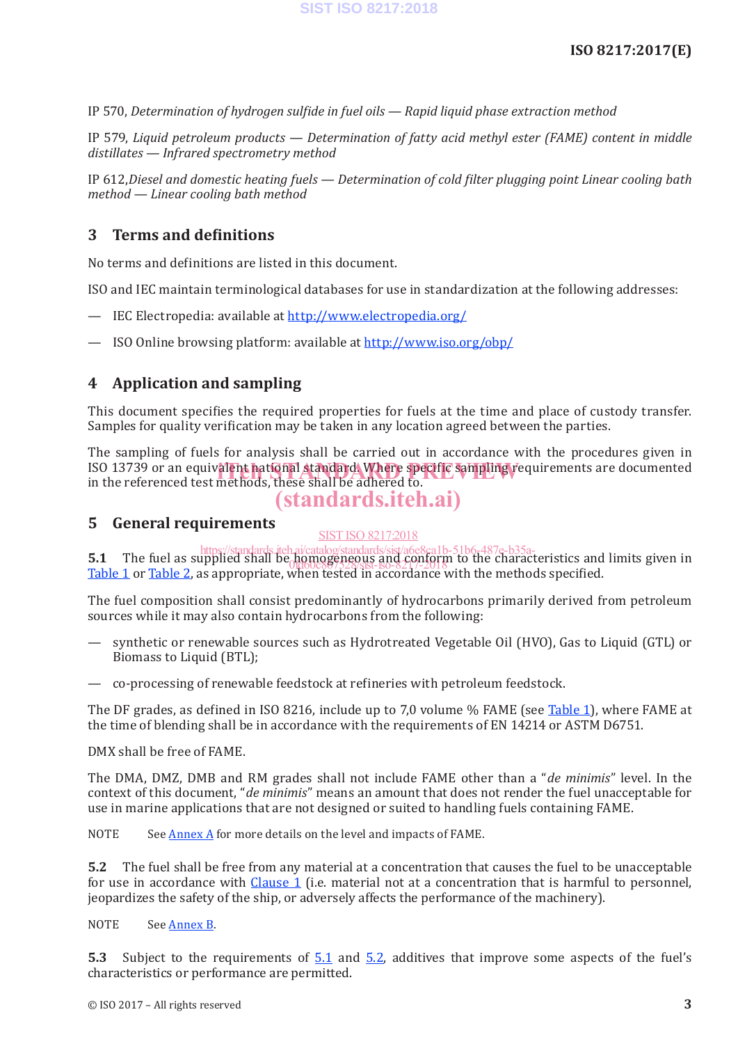IP 570, *Determination of hydrogen sulfide in fuel oils — Rapid liquid phase extraction method*

IP 579, *Liquid petroleum products — Determination of fatty acid methyl ester (FAME) content in middle distillates — Infrared spectrometry method*

IP 612,*Diesel and domestic heating fuels — Determination of cold filter plugging point Linear cooling bath method — Linear cooling bath method*

## 3 Terms and definitions

No terms and definitions are listed in this document.

ISO and IEC maintain terminological databases for use in standardization at the following addresses:

— IEC Electropedia: available at http://www.electropedia.org/

— ISO Online browsing platform: available at http://www.iso.org/obp/

## 4 Application and sampling

This document specifies the required properties for fuels at the time and place of custody transfer. Samples for quality verification may be taken in any location agreed between the parties.

The sampling of fuels for analysis shall be carried out in accordance with the procedures given in ISO 13739 or an equivalent national standard. Where specific sampling requirements are documented in the referenced test methods, these shall be adhered to.

## 5 General requirements

**5.1** The fuel as supplied shall be homogeneous and conform to the characteristics and limits given in Table 1 or Table 2, as appropriate, when tested in accordance with the methods specified.

The fuel composition shall consist predominantly of hydrocarbons primarily derived from petroleum sources while it may also contain hydrocarbons from the following:

— synthetic or renewable sources such as Hydrotreated Vegetable Oil (HVO), Gas to Liquid (GTL) or Biomass to Liquid (BTL);

— co-processing of renewable feedstock at refineries with petroleum feedstock.

The DF grades, as defined in ISO 8216, include up to 7,0 volume % FAME (see Table 1), where FAME at the time of blending shall be in accordance with the requirements of EN 14214 or ASTM D6751.

DMX shall be free of FAME.

The DMA, DMZ, DMB and RM grades shall not include FAME other than a "*de minimis*" level. In the context of this document, "*de minimis*" means an amount that does not render the fuel unacceptable for use in marine applications that are not designed or suited to handling fuels containing FAME.

NOTE See Annex A for more details on the level and impacts of FAME.

**5.2** The fuel shall be free from any material at a concentration that causes the fuel to be unacceptable for use in accordance with Clause 1 (i.e. material not at a concentration that is harmful to personnel, jeopardizes the safety of the ship, or adversely affects the performance of the machinery).

NOTE See Annex B.

**5.3** Subject to the requirements of 5.1 and 5.2, additives that improve some aspects of the fuel's characteristics or performance are permitted.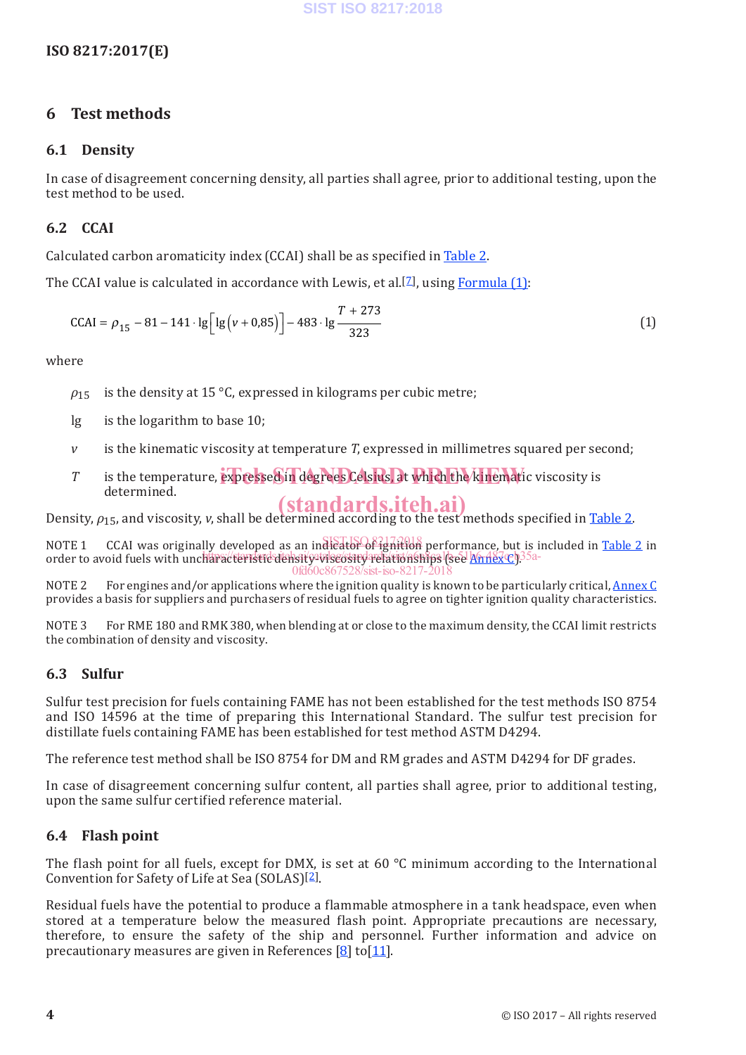## 6 Test methods

### 6.1 Density

In case of disagreement concerning density, all parties shall agree, prior to additional testing, upon the test method to be used.

### 6.2 CCAI

Calculated carbon aromaticity index (CCAI) shall be as specified in Table 2.

The CCAI value is calculated in accordance with Lewis, et al.[7], using Formula (1):

$$\text{CCAI} = \rho_{15} - 81 - 141 \cdot \lg\left[\lg\left(v + 0{,}85\right)\right] - 483 \cdot \lg \frac{T + 273}{323} \tag{1}$$

where

$\rho_{15}$ is the density at 15 °C, expressed in kilograms per cubic metre;

lg is the logarithm to base 10;

$v$ is the kinematic viscosity at temperature $T$, expressed in millimetres squared per second;

$T$ is the temperature, expressed in degrees Celsius, at which the kinematic viscosity is determined.

Density, $\rho_{15}$, and viscosity, $v$, shall be determined according to the test methods specified in Table 2.

NOTE 1 CCAI was originally developed as an indicator of ignition performance, but is included in Table 2 in order to avoid fuels with uncharacteristic density-viscosity relationships (see Annex C).

NOTE 2 For engines and/or applications where the ignition quality is known to be particularly critical, Annex C provides a basis for suppliers and purchasers of residual fuels to agree on tighter ignition quality characteristics.

NOTE 3 For RME 180 and RMK 380, when blending at or close to the maximum density, the CCAI limit restricts the combination of density and viscosity.

### 6.3 Sulfur

Sulfur test precision for fuels containing FAME has not been established for the test methods ISO 8754 and ISO 14596 at the time of preparing this International Standard. The sulfur test precision for distillate fuels containing FAME has been established for test method ASTM D4294.

The reference test method shall be ISO 8754 for DM and RM grades and ASTM D4294 for DF grades.

In case of disagreement concerning sulfur content, all parties shall agree, prior to additional testing, upon the same sulfur certified reference material.

### 6.4 Flash point

The flash point for all fuels, except for DMX, is set at 60 °C minimum according to the International Convention for Safety of Life at Sea (SOLAS)[2].

Residual fuels have the potential to produce a flammable atmosphere in a tank headspace, even when stored at a temperature below the measured flash point. Appropriate precautions are necessary, therefore, to ensure the safety of the ship and personnel. Further information and advice on precautionary measures are given in References [8] to[11].